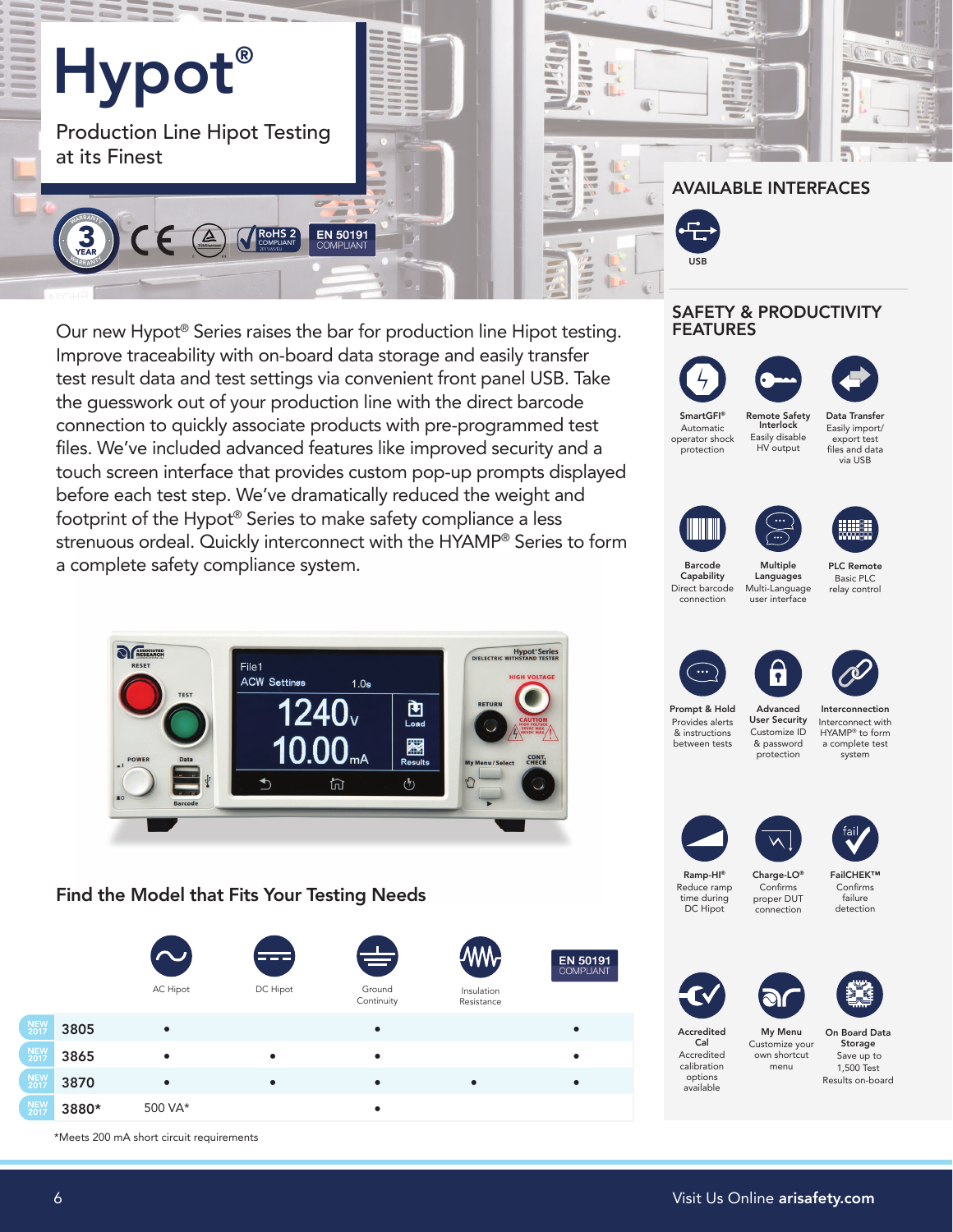# Hypot®

Production Line Hipot Testing at its Finest

3 YEAR WARRANTY · CE · RoHS 2 COMPLIANT · EN 50191 COMPLIANT

Our new Hypot® Series raises the bar for production line Hipot testing. Improve traceability with on-board data storage and easily transfer test result data and test settings via convenient front panel USB. Take the guesswork out of your production line with the direct barcode connection to quickly associate products with pre-programmed test files. We've included advanced features like improved security and a touch screen interface that provides custom pop-up prompts displayed before each test step. We've dramatically reduced the weight and footprint of the Hypot® Series to make safety compliance a less strenuous ordeal. Quickly interconnect with the HYAMP® Series to form a complete safety compliance system.

## Find the Model that Fits Your Testing Needs

| | Model | AC Hipot | DC Hipot | Ground Continuity | Insulation Resistance | EN 50191 COMPLIANT |
|---|---|---|---|---|---|---|
| NEW 2017 | 3805 | • | | • | | • |
| NEW 2017 | 3865 | • | • | • | | • |
| NEW 2017 | 3870 | • | • | • | • | • |
| NEW 2017 | 3880* | 500 VA* | | • | | |

*Meets 200 mA short circuit requirements

## AVAILABLE INTERFACES

USB

## SAFETY & PRODUCTIVITY FEATURES

**SmartGFI®** Automatic operator shock protection

**Remote Safety Interlock** Easily disable HV output

**Data Transfer** Easily import/export test files and data via USB

**Barcode Capability** Direct barcode connection

**Multiple Languages** Multi-Language user interface

**PLC Remote** Basic PLC relay control

**Prompt & Hold** Provides alerts & instructions between tests

**Advanced User Security** Customize ID & password protection

**Interconnection** Interconnect with HYAMP® to form a complete test system

**Ramp-HI®** Reduce ramp time during DC Hipot

**Charge-LO®** Confirms proper DUT connection

**FailCHEK™** Confirms failure detection

**Accredited Cal** Accredited calibration options available

**My Menu** Customize your own shortcut menu

**On Board Data Storage** Save up to 1,500 Test Results on-board

Visit Us Online **arisafety.com**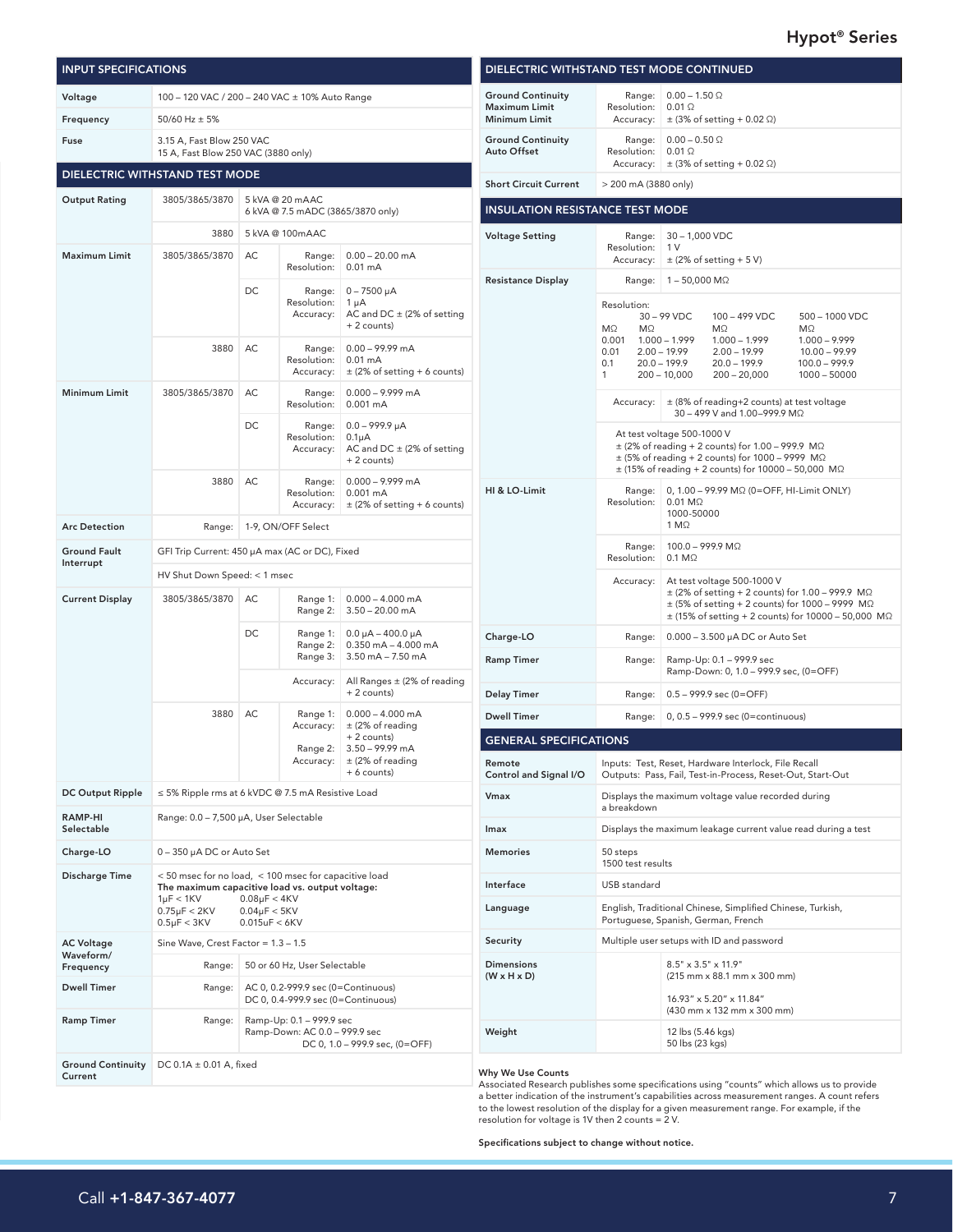## INPUT SPECIFICATIONS

| | |
|---|---|
| Voltage | 100 – 120 VAC / 200 – 240 VAC ± 10% Auto Range |
| Frequency | 50/60 Hz ± 5% |
| Fuse | 3.15 A, Fast Blow 250 VAC<br>15 A, Fast Blow 250 VAC (3880 only) |

## DIELECTRIC WITHSTAND TEST MODE

| | | | | |
|---|---|---|---|---|
| Output Rating | 3805/3865/3870 | 5 kVA @ 20 mAAC<br>6 kVA @ 7.5 mADC (3865/3870 only) | | |
| | 3880 | 5 kVA @ 100mAAC | | |
| Maximum Limit | 3805/3865/3870 | AC | Range:<br>Resolution: | 0.00 – 20.00 mA<br>0.01 mA |
| | | DC | Range:<br>Resolution:<br>Accuracy: | 0 – 7500 µA<br>1 µA<br>AC and DC ± (2% of setting + 2 counts) |
| | 3880 | AC | Range:<br>Resolution:<br>Accuracy: | 0.00 – 99.99 mA<br>0.01 mA<br>± (2% of setting + 6 counts) |
| Minimum Limit | 3805/3865/3870 | AC | Range:<br>Resolution: | 0.000 – 9.999 mA<br>0.001 mA |
| | | DC | Range:<br>Resolution:<br>Accuracy: | 0.0 – 999.9 µA<br>0.1µA<br>AC and DC ± (2% of setting + 2 counts) |
| | 3880 | AC | Range:<br>Resolution:<br>Accuracy: | 0.000 – 9.999 mA<br>0.001 mA<br>± (2% of setting + 6 counts) |
| Arc Detection | Range: | 1-9, ON/OFF Select | | |
| Ground Fault Interrupt | GFI Trip Current: 450 µA max (AC or DC), Fixed | | | |
| | HV Shut Down Speed: < 1 msec | | | |
| Current Display | 3805/3865/3870 | AC | Range 1:<br>Range 2: | 0.000 – 4.000 mA<br>3.50 – 20.00 mA |
| | | DC | Range 1:<br>Range 2:<br>Range 3: | 0.0 µA – 400.0 µA<br>0.350 mA – 4.000 mA<br>3.50 mA – 7.50 mA |
| | | | Accuracy: | All Ranges ± (2% of reading + 2 counts) |
| | 3880 | AC | Range 1:<br>Accuracy:<br>Range 2:<br>Accuracy: | 0.000 – 4.000 mA<br>± (2% of reading + 2 counts)<br>3.50 – 99.99 mA<br>± (2% of reading + 6 counts) |
| DC Output Ripple | ≤ 5% Ripple rms at 6 kVDC @ 7.5 mA Resistive Load | | | |
| RAMP-HI Selectable | Range: 0.0 – 7,500 µA, User Selectable | | | |
| Charge-LO | 0 – 350 µA DC or Auto Set | | | |
| Discharge Time | < 50 msec for no load, < 100 msec for capacitive load<br>**The maximum capacitive load vs. output voltage:**<br>1µF < 1KV 0.08µF < 4KV<br>0.75µF < 2KV 0.04µF < 5KV<br>0.5µF < 3KV 0.015uF < 6KV | | | |
| AC Voltage Waveform/ Frequency | Sine Wave, Crest Factor = 1.3 – 1.5 | | | |
| | Range: | 50 or 60 Hz, User Selectable | | |
| Dwell Timer | Range: | AC 0, 0.2-999.9 sec (0=Continuous)<br>DC 0, 0.4-999.9 sec (0=Continuous) | | |
| Ramp Timer | Range: | Ramp-Up: 0.1 – 999.9 sec<br>Ramp-Down: AC 0.0 – 999.9 sec<br>DC 0, 1.0 – 999.9 sec, (0=OFF) | | |
| Ground Continuity Current | DC 0.1A ± 0.01 A, fixed | | | |

## DIELECTRIC WITHSTAND TEST MODE CONTINUED

| | | |
|---|---|---|
| Ground Continuity Maximum Limit Minimum Limit | Range:<br>Resolution:<br>Accuracy: | 0.00 – 1.50 Ω<br>0.01 Ω<br>± (3% of setting + 0.02 Ω) |
| Ground Continuity Auto Offset | Range:<br>Resolution:<br>Accuracy: | 0.00 – 0.50 Ω<br>0.01 Ω<br>± (3% of setting + 0.02 Ω) |
| Short Circuit Current | > 200 mA (3880 only) | |

## INSULATION RESISTANCE TEST MODE

| | | |
|---|---|---|
| Voltage Setting | Range:<br>Resolution:<br>Accuracy: | 30 – 1,000 VDC<br>1 V<br>± (2% of setting + 5 V) |
| Resistance Display | Range: | 1 – 50,000 MΩ |

Resolution:

| MΩ | 30 – 99 VDC MΩ | 100 – 499 VDC MΩ | 500 – 1000 VDC MΩ |
|---|---|---|---|
| 0.001 | 1.000 – 1.999 | 1.000 – 1.999 | 1.000 – 9.999 |
| 0.01 | 2.00 – 19.99 | 2.00 – 19.99 | 10.00 – 99.99 |
| 0.1 | 20.0 – 199.9 | 20.0 – 199.9 | 100.0 – 999.9 |
| 1 | 200 – 10,000 | 200 – 20,000 | 1000 – 50000 |

Accuracy: ± (8% of reading+2 counts) at test voltage 30 – 499 V and 1.00–999.9 MΩ

At test voltage 500-1000 V
± (2% of reading + 2 counts) for 1.00 – 999.9 MΩ
± (5% of reading + 2 counts) for 1000 – 9999 MΩ
± (15% of reading + 2 counts) for 10000 – 50,000 MΩ

| | | |
|---|---|---|
| HI & LO-Limit | Range:<br>Resolution: | 0, 1.00 – 99.99 MΩ (0=OFF, HI-Limit ONLY)<br>0.01 MΩ<br>1000-50000<br>1 MΩ |
| | Range:<br>Resolution: | 100.0 – 999.9 MΩ<br>0.1 MΩ |
| | Accuracy: | At test voltage 500-1000 V<br>± (2% of setting + 2 counts) for 1.00 – 999.9 MΩ<br>± (5% of setting + 2 counts) for 1000 – 9999 MΩ<br>± (15% of setting + 2 counts) for 10000 – 50,000 MΩ |
| Charge-LO | Range: | 0.000 – 3.500 µA DC or Auto Set |
| Ramp Timer | Range: | Ramp-Up: 0.1 – 999.9 sec<br>Ramp-Down: 0, 1.0 – 999.9 sec, (0=OFF) |
| Delay Timer | Range: | 0.5 – 999.9 sec (0=OFF) |
| Dwell Timer | Range: | 0, 0.5 – 999.9 sec (0=continuous) |

## GENERAL SPECIFICATIONS

| | | |
|---|---|---|
| Remote Control and Signal I/O | Inputs: Test, Reset, Hardware Interlock, File Recall<br>Outputs: Pass, Fail, Test-in-Process, Reset-Out, Start-Out | |
| Vmax | Displays the maximum voltage value recorded during a breakdown | |
| Imax | Displays the maximum leakage current value read during a test | |
| Memories | 50 steps<br>1500 test results | |
| Interface | USB standard | |
| Language | English, Traditional Chinese, Simplified Chinese, Turkish, Portuguese, Spanish, German, French | |
| Security | Multiple user setups with ID and password | |
| Dimensions (W x H x D) | | 8.5" x 3.5" x 11.9"<br>(215 mm x 88.1 mm x 300 mm)<br><br>16.93" x 5.20" x 11.84"<br>(430 mm x 132 mm x 300 mm) |
| Weight | | 12 lbs (5.46 kgs)<br>50 lbs (23 kgs) |

**Why We Use Counts**
Associated Research publishes some specifications using "counts" which allows us to provide a better indication of the instrument's capabilities across measurement ranges. A count refers to the lowest resolution of the display for a given measurement range. For example, if the resolution for voltage is 1V then 2 counts = 2 V.

**Specifications subject to change without notice.**